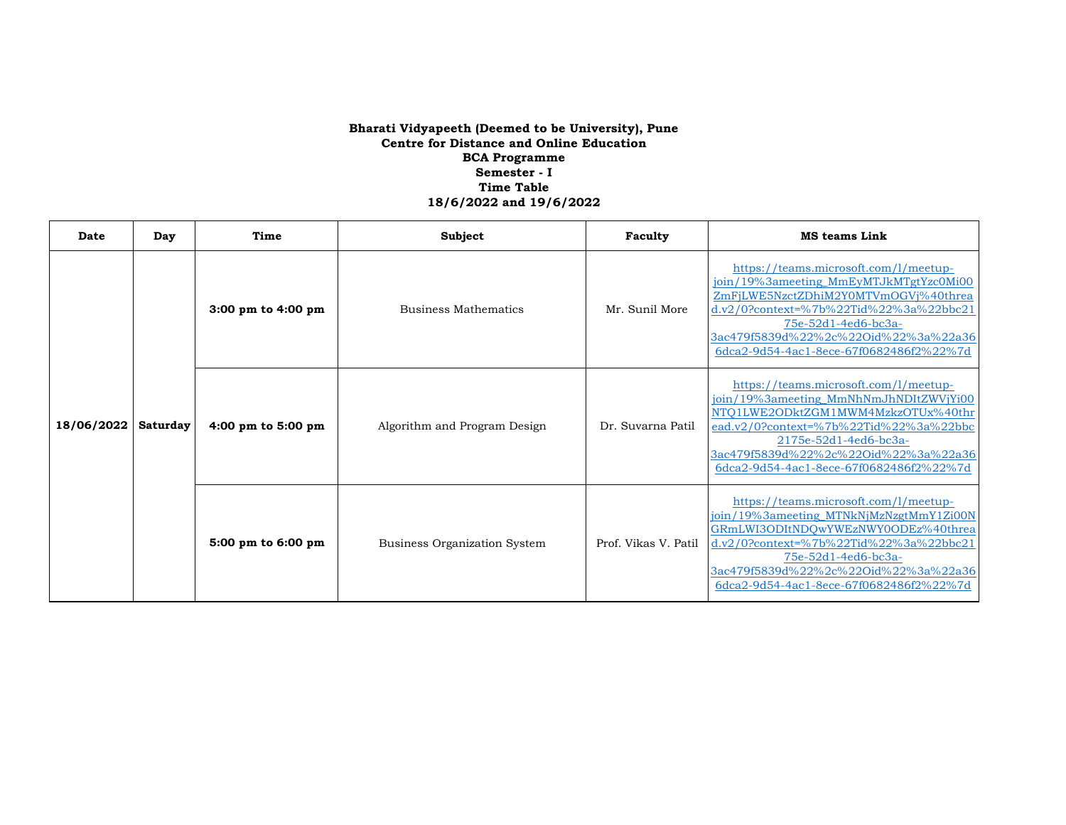**Bharati Vidyapeeth (Deemed to be University), Pune**
**Centre for Distance and Online Education**
**BCA Programme**
**Semester - I**
**Time Table**
**18/6/2022 and 19/6/2022**

| Date | Day | Time | Subject | Faculty | MS teams Link |
|---|---|---|---|---|---|
| **18/06/2022** | **Saturday** | **3:00 pm to 4:00 pm** | Business Mathematics | Mr. Sunil More | https://teams.microsoft.com/l/meetup-join/19%3ameeting_MmEyMTJkMTgtYzc0Mi00ZmFjLWE5NzctZDhiM2Y0MTVmOGVj%40thread.v2/0?context=%7b%22Tid%22%3a%22bbc2175e-52d1-4ed6-bc3a-3ac479f5839d%22%2c%22Oid%22%3a%22a366dca2-9d54-4ac1-8ece-67f0682486f2%22%7d |
| | | **4:00 pm to 5:00 pm** | Algorithm and Program Design | Dr. Suvarna Patil | https://teams.microsoft.com/l/meetup-join/19%3ameeting_MmNhNmJhNDItZWVjYi00NTQ1LWE2ODktZGM1MWM4MzkzOTUx%40thread.v2/0?context=%7b%22Tid%22%3a%22bbc2175e-52d1-4ed6-bc3a-3ac479f5839d%22%2c%22Oid%22%3a%22a366dca2-9d54-4ac1-8ece-67f0682486f2%22%7d |
| | | **5:00 pm to 6:00 pm** | Business Organization System | Prof. Vikas V. Patil | https://teams.microsoft.com/l/meetup-join/19%3ameeting_MTNkNjMzNzgtMmY1Zi00NGRmLWI3ODItNDQwYWEzNWY0ODEz%40thread.v2/0?context=%7b%22Tid%22%3a%22bbc2175e-52d1-4ed6-bc3a-3ac479f5839d%22%2c%22Oid%22%3a%22a366dca2-9d54-4ac1-8ece-67f0682486f2%22%7d |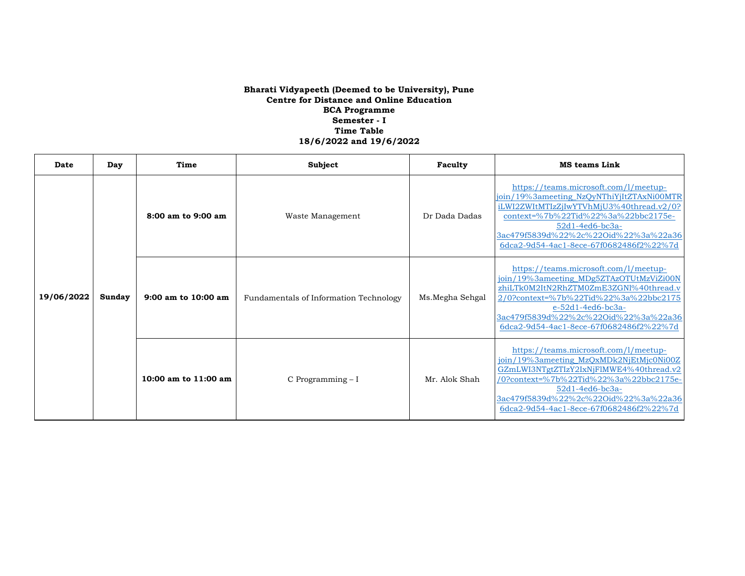**Bharati Vidyapeeth (Deemed to be University), Pune**
**Centre for Distance and Online Education**
**BCA Programme**
**Semester - I**
**Time Table**
**18/6/2022 and 19/6/2022**

| Date | Day | Time | Subject | Faculty | MS teams Link |
|---|---|---|---|---|---|
| **19/06/2022** | **Sunday** | **8:00 am to 9:00 am** | Waste Management | Dr Dada Dadas | https://teams.microsoft.com/l/meetup-join/19%3ameeting_NzQyNThiYjItZTAxNi00MTRiLWI2ZWItMTIzZjIwYTVhMjU3%40thread.v2/0?context=%7b%22Tid%22%3a%22bbc2175e-52d1-4ed6-bc3a-3ac479f5839d%22%2c%22Oid%22%3a%22a366dca2-9d54-4ac1-8ece-67f0682486f2%22%7d |
| | | **9:00 am to 10:00 am** | Fundamentals of Information Technology | Ms.Megha Sehgal | https://teams.microsoft.com/l/meetup-join/19%3ameeting_MDg5ZTAzOTUtMzViZi00NzhiLTk0M2ItN2RhZTM0ZmE3ZGNl%40thread.v2/0?context=%7b%22Tid%22%3a%22bbc2175e-52d1-4ed6-bc3a-3ac479f5839d%22%2c%22Oid%22%3a%22a366dca2-9d54-4ac1-8ece-67f0682486f2%22%7d |
| | | **10:00 am to 11:00 am** | C Programming – I | Mr. Alok Shah | https://teams.microsoft.com/l/meetup-join/19%3ameeting_MzQxMDk2NjEtMjc0Ni00ZGZmLWI3NTgtZTIzY2IxNjFlMWE4%40thread.v2/0?context=%7b%22Tid%22%3a%22bbc2175e-52d1-4ed6-bc3a-3ac479f5839d%22%2c%22Oid%22%3a%22a366dca2-9d54-4ac1-8ece-67f0682486f2%22%7d |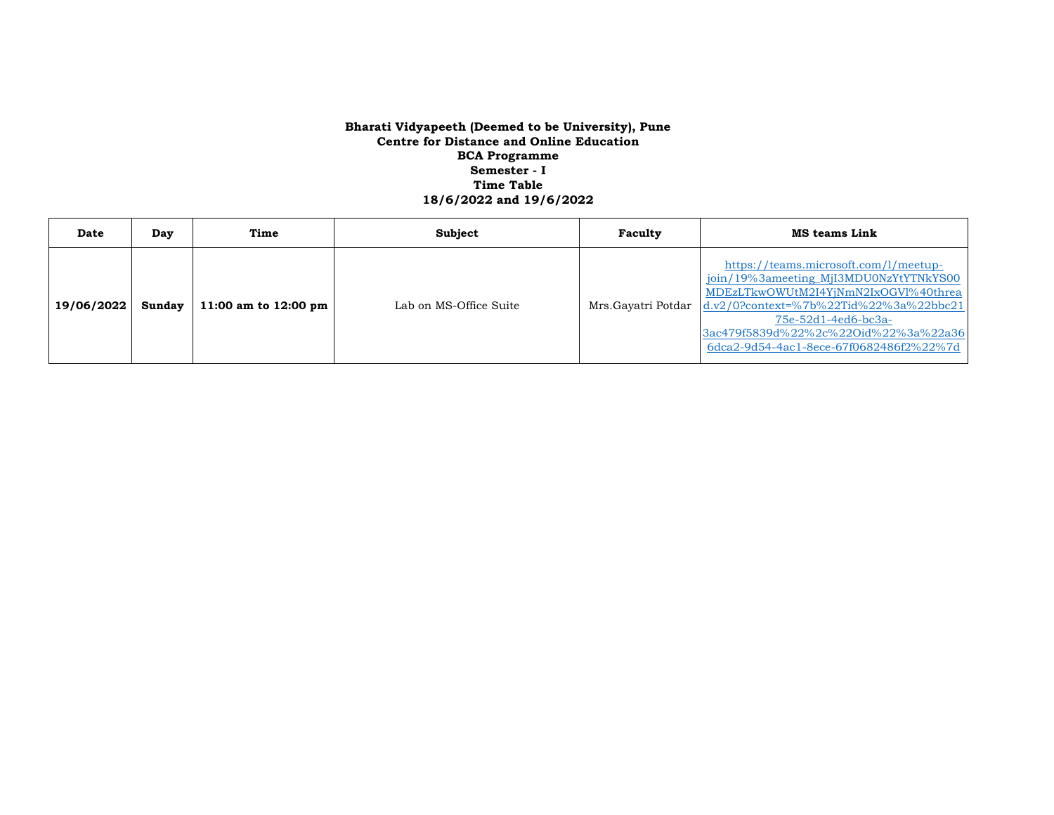**Bharati Vidyapeeth (Deemed to be University), Pune**
**Centre for Distance and Online Education**
**BCA Programme**
**Semester - I**
**Time Table**
**18/6/2022 and 19/6/2022**

| **Date** | **Day** | **Time** | **Subject** | **Faculty** | **MS teams Link** |
|---|---|---|---|---|---|
| **19/06/2022** | **Sunday** | **11:00 am to 12:00 pm** | Lab on MS-Office Suite | Mrs.Gayatri Potdar | https://teams.microsoft.com/l/meetup-join/19%3ameeting_MjI3MDU0NzYtYTNkYS00MDEzLTkwOWUtM2I4YjNmN2IxOGVl%40thread.v2/0?context=%7b%22Tid%22%3a%22bbc2175e-52d1-4ed6-bc3a-3ac479f5839d%22%2c%22Oid%22%3a%22a366dca2-9d54-4ac1-8ece-67f0682486f2%22%7d |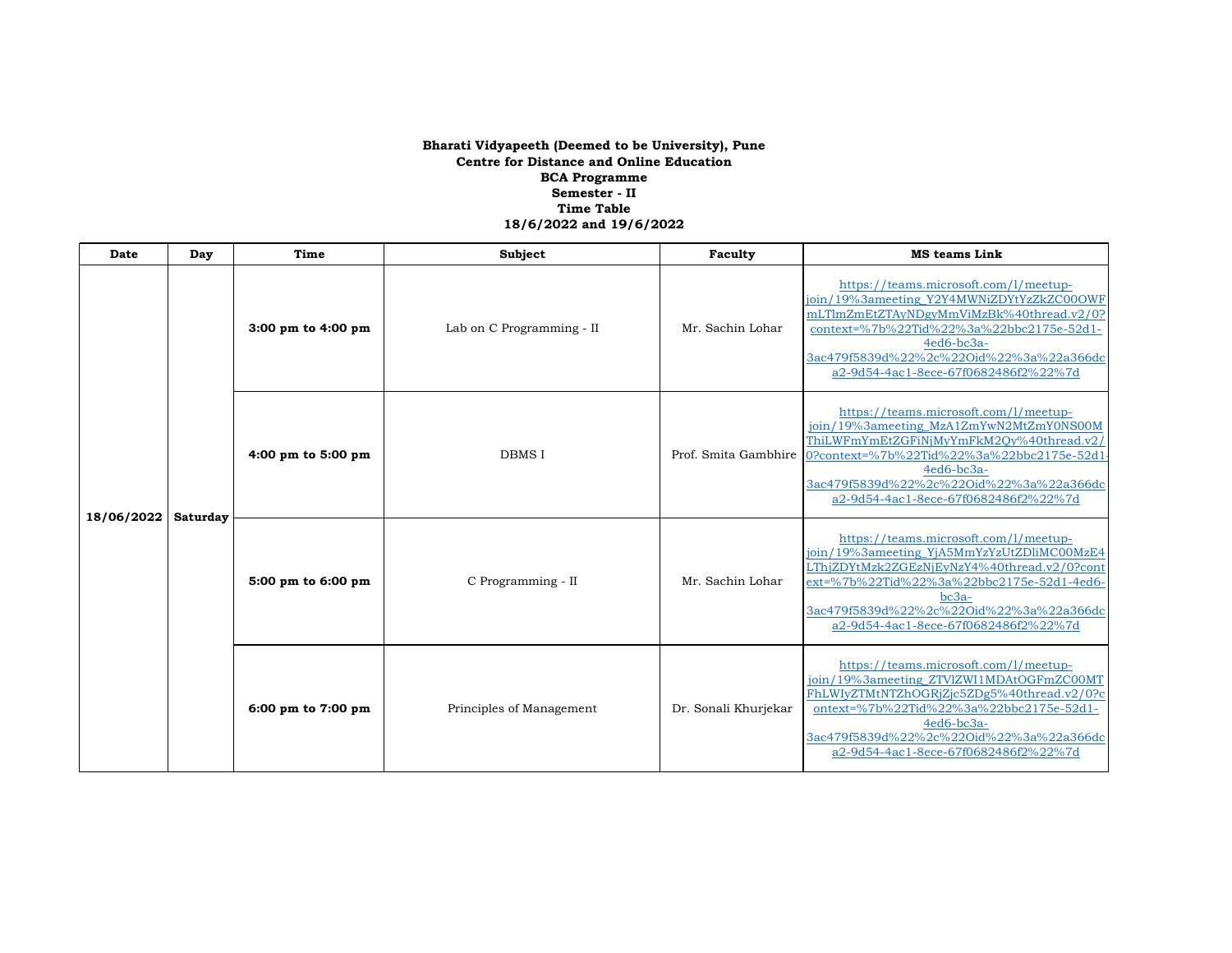**Bharati Vidyapeeth (Deemed to be University), Pune**
**Centre for Distance and Online Education**
**BCA Programme**
**Semester - II**
**Time Table**
**18/6/2022 and 19/6/2022**

| Date | Day | Time | Subject | Faculty | MS teams Link |
|---|---|---|---|---|---|
| **18/06/2022** | **Saturday** | **3:00 pm to 4:00 pm** | Lab on C Programming - II | Mr. Sachin Lohar | https://teams.microsoft.com/l/meetup-join/19%3ameeting_Y2Y4MWNiZDYtYzZkZC00OWFmLTlmZmEtZTAyNDgyMmViMzBk%40thread.v2/0?context=%7b%22Tid%22%3a%22bbc2175e-52d1-4ed6-bc3a-3ac479f5839d%22%2c%22Oid%22%3a%22a366dca2-9d54-4ac1-8ece-67f0682486f2%22%7d |
| | | **4:00 pm to 5:00 pm** | DBMS I | Prof. Smita Gambhire | https://teams.microsoft.com/l/meetup-join/19%3ameeting_MzA1ZmYwN2MtZmY0NS00MThiLWFmYmEtZGFiNjMyYmFkM2Qy%40thread.v2/0?context=%7b%22Tid%22%3a%22bbc2175e-52d1-4ed6-bc3a-3ac479f5839d%22%2c%22Oid%22%3a%22a366dca2-9d54-4ac1-8ece-67f0682486f2%22%7d |
| | | **5:00 pm to 6:00 pm** | C Programming - II | Mr. Sachin Lohar | https://teams.microsoft.com/l/meetup-join/19%3ameeting_YjA5MmYzYzUtZDliMC00MzE4LThjZDYtMzk2ZGEzNjEyNzY4%40thread.v2/0?context=%7b%22Tid%22%3a%22bbc2175e-52d1-4ed6-bc3a-3ac479f5839d%22%2c%22Oid%22%3a%22a366dca2-9d54-4ac1-8ece-67f0682486f2%22%7d |
| | | **6:00 pm to 7:00 pm** | Principles of Management | Dr. Sonali Khurjekar | https://teams.microsoft.com/l/meetup-join/19%3ameeting_ZTVlZWI1MDAtOGFmZC00MTFhLWIyZTMtNTZhOGRjZjc5ZDg5%40thread.v2/0?context=%7b%22Tid%22%3a%22bbc2175e-52d1-4ed6-bc3a-3ac479f5839d%22%2c%22Oid%22%3a%22a366dca2-9d54-4ac1-8ece-67f0682486f2%22%7d |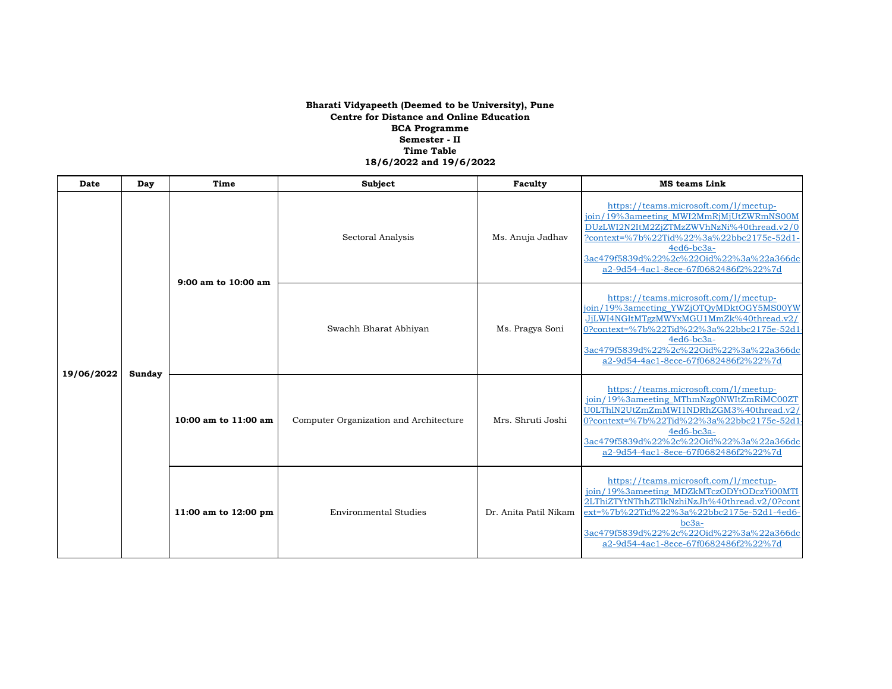**Bharati Vidyapeeth (Deemed to be University), Pune**
**Centre for Distance and Online Education**
**BCA Programme**
**Semester - II**
**Time Table**
**18/6/2022 and 19/6/2022**

| Date | Day | Time | Subject | Faculty | MS teams Link |
|---|---|---|---|---|---|
| **19/06/2022** | **Sunday** | **9:00 am to 10:00 am** | Sectoral Analysis | Ms. Anuja Jadhav | https://teams.microsoft.com/l/meetup-join/19%3ameeting_MWI2MmRjMjUtZWRmNS00MDUzLWI2N2ItM2ZjZTMzZWVhNzNi%40thread.v2/0?context=%7b%22Tid%22%3a%22bbc2175e-52d1-4ed6-bc3a-3ac479f5839d%22%2c%22Oid%22%3a%22a366dca2-9d54-4ac1-8ece-67f0682486f2%22%7d |
| | | | Swachh Bharat Abhiyan | Ms. Pragya Soni | https://teams.microsoft.com/l/meetup-join/19%3ameeting_YWZjOTQyMDktOGY5MS00YWJjLWI4NGItMTgzMWYxMGU1MmZk%40thread.v2/0?context=%7b%22Tid%22%3a%22bbc2175e-52d1-4ed6-bc3a-3ac479f5839d%22%2c%22Oid%22%3a%22a366dca2-9d54-4ac1-8ece-67f0682486f2%22%7d |
| | | **10:00 am to 11:00 am** | Computer Organization and Architecture | Mrs. Shruti Joshi | https://teams.microsoft.com/l/meetup-join/19%3ameeting_MThmNzg0NWItZmRiMC00ZTU0LThlN2UtZmZmMWI1NDRhZGM3%40thread.v2/0?context=%7b%22Tid%22%3a%22bbc2175e-52d1-4ed6-bc3a-3ac479f5839d%22%2c%22Oid%22%3a%22a366dca2-9d54-4ac1-8ece-67f0682486f2%22%7d |
| | | **11:00 am to 12:00 pm** | Environmental Studies | Dr. Anita Patil Nikam | https://teams.microsoft.com/l/meetup-join/19%3ameeting_MDZkMTczODYtODczYi00MTI2LThiZTYtNThhZTlkNzhiNzJh%40thread.v2/0?context=%7b%22Tid%22%3a%22bbc2175e-52d1-4ed6-bc3a-3ac479f5839d%22%2c%22Oid%22%3a%22a366dca2-9d54-4ac1-8ece-67f0682486f2%22%7d |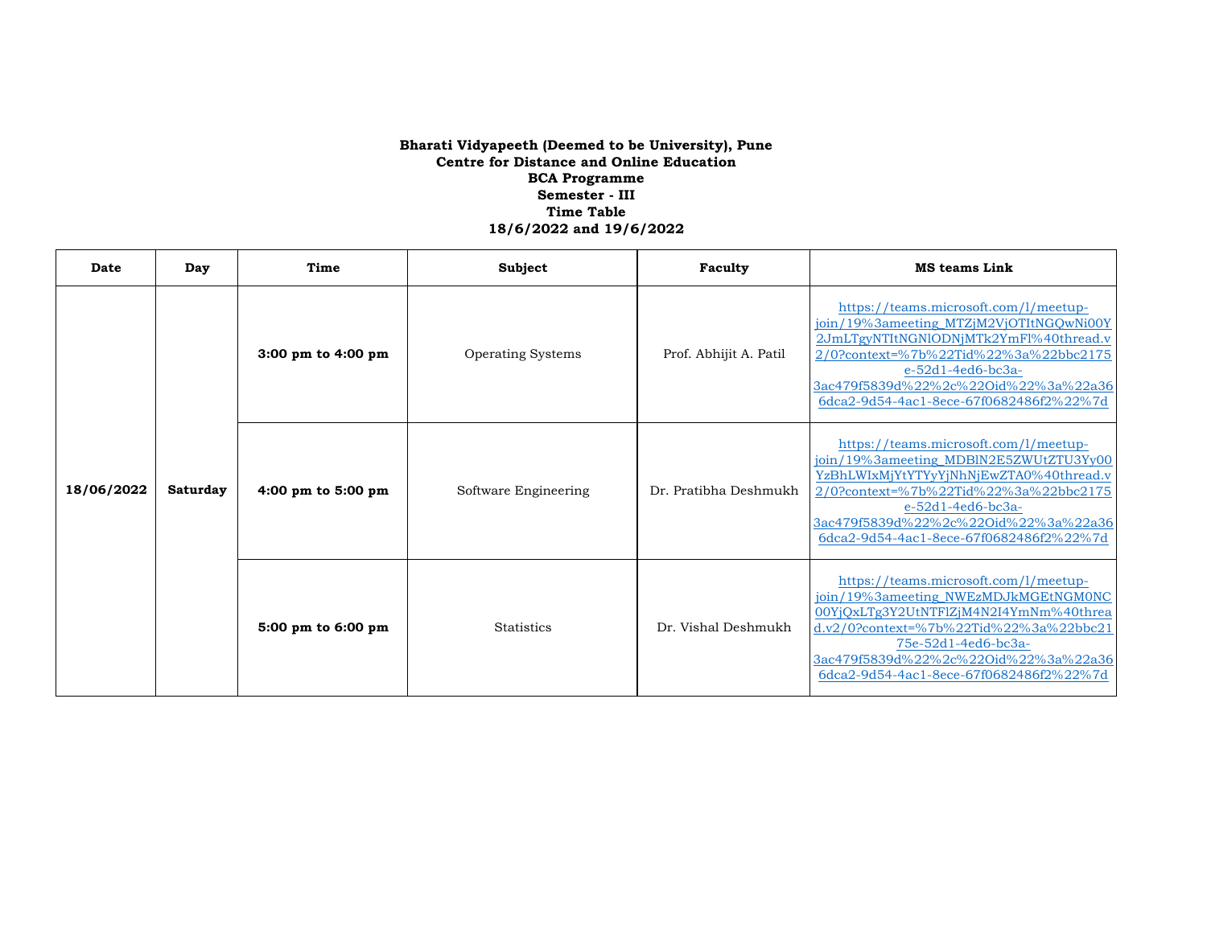**Bharati Vidyapeeth (Deemed to be University), Pune**
**Centre for Distance and Online Education**
**BCA Programme**
**Semester - III**
**Time Table**
**18/6/2022 and 19/6/2022**

| Date | Day | Time | Subject | Faculty | MS teams Link |
|---|---|---|---|---|---|
| **18/06/2022** | **Saturday** | **3:00 pm to 4:00 pm** | Operating Systems | Prof. Abhijit A. Patil | https://teams.microsoft.com/l/meetup-join/19%3ameeting_MTZjM2VjOTItNGQwNi00Y2JmLTgyNTItNGNlODNjMTk2YmFl%40thread.v2/0?context=%7b%22Tid%22%3a%22bbc2175e-52d1-4ed6-bc3a-3ac479f5839d%22%2c%22Oid%22%3a%22a366dca2-9d54-4ac1-8ece-67f0682486f2%22%7d |
| | | **4:00 pm to 5:00 pm** | Software Engineering | Dr. Pratibha Deshmukh | https://teams.microsoft.com/l/meetup-join/19%3ameeting_MDBlN2E5ZWUtZTU3Yy00YzBhLWIxMjYtYTYyYjNhNjEwZTA0%40thread.v2/0?context=%7b%22Tid%22%3a%22bbc2175e-52d1-4ed6-bc3a-3ac479f5839d%22%2c%22Oid%22%3a%22a366dca2-9d54-4ac1-8ece-67f0682486f2%22%7d |
| | | **5:00 pm to 6:00 pm** | Statistics | Dr. Vishal Deshmukh | https://teams.microsoft.com/l/meetup-join/19%3ameeting_NWEzMDJkMGEtNGM0NC00YjQxLTg3Y2UtNTFlZjM4N2I4YmNm%40thread.v2/0?context=%7b%22Tid%22%3a%22bbc2175e-52d1-4ed6-bc3a-3ac479f5839d%22%2c%22Oid%22%3a%22a366dca2-9d54-4ac1-8ece-67f0682486f2%22%7d |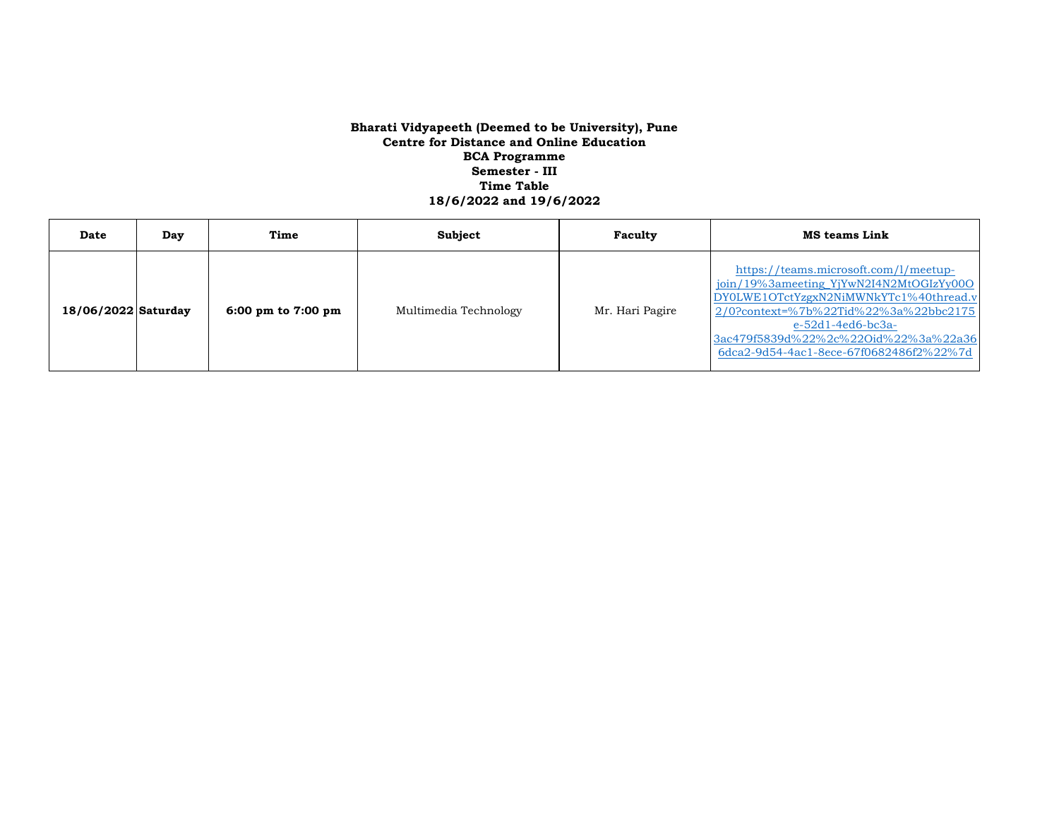**Bharati Vidyapeeth (Deemed to be University), Pune**
**Centre for Distance and Online Education**
**BCA Programme**
**Semester - III**
**Time Table**
**18/6/2022 and 19/6/2022**

| Date | Day | Time | Subject | Faculty | MS teams Link |
|---|---|---|---|---|---|
| **18/06/2022** | **Saturday** | **6:00 pm to 7:00 pm** | Multimedia Technology | Mr. Hari Pagire | https://teams.microsoft.com/l/meetup-join/19%3ameeting_YjYwN2I4N2MtOGIzYy00ODY0LWE1OTctYzgxN2NiMWNkYTc1%40thread.v2/0?context=%7b%22Tid%22%3a%22bbc2175e-52d1-4ed6-bc3a-3ac479f5839d%22%2c%22Oid%22%3a%22a366dca2-9d54-4ac1-8ece-67f0682486f2%22%7d |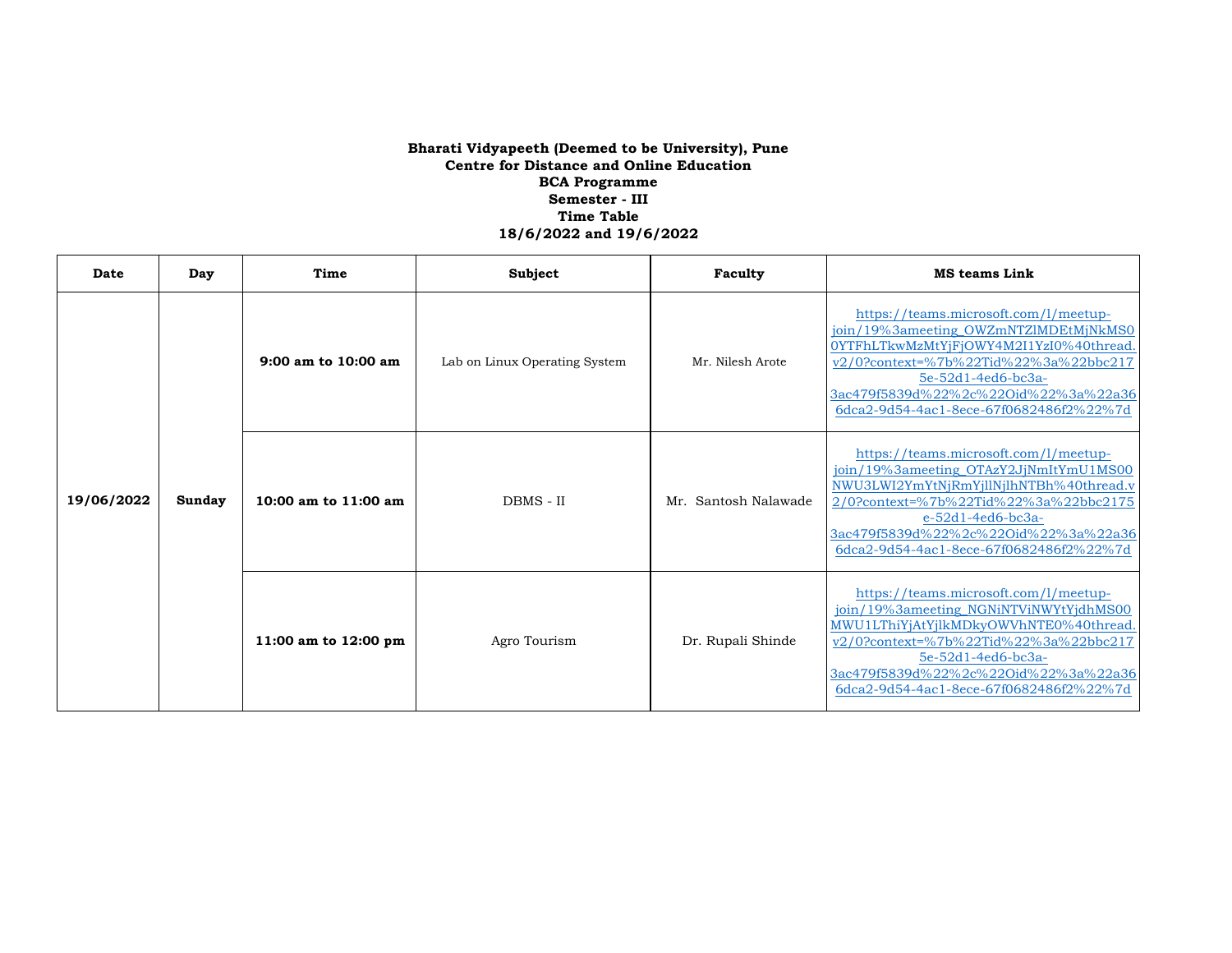**Bharati Vidyapeeth (Deemed to be University), Pune**
**Centre for Distance and Online Education**
**BCA Programme**
**Semester - III**
**Time Table**
**18/6/2022 and 19/6/2022**

| Date | Day | Time | Subject | Faculty | MS teams Link |
|---|---|---|---|---|---|
| **19/06/2022** | **Sunday** | **9:00 am to 10:00 am** | Lab on Linux Operating System | Mr. Nilesh Arote | https://teams.microsoft.com/l/meetup-join/19%3ameeting_OWZmNTZlMDEtMjNkMS00YTFhLTkwMzMtYjFjOWY4M2I1YzI0%40thread.v2/0?context=%7b%22Tid%22%3a%22bbc2175e-52d1-4ed6-bc3a-3ac479f5839d%22%2c%22Oid%22%3a%22a366dca2-9d54-4ac1-8ece-67f0682486f2%22%7d |
| | | **10:00 am to 11:00 am** | DBMS - II | Mr. Santosh Nalawade | https://teams.microsoft.com/l/meetup-join/19%3ameeting_OTAzY2JjNmItYmU1MS00NWU3LWI2YmYtNjRmYjllNjlhNTBh%40thread.v2/0?context=%7b%22Tid%22%3a%22bbc2175e-52d1-4ed6-bc3a-3ac479f5839d%22%2c%22Oid%22%3a%22a366dca2-9d54-4ac1-8ece-67f0682486f2%22%7d |
| | | **11:00 am to 12:00 pm** | Agro Tourism | Dr. Rupali Shinde | https://teams.microsoft.com/l/meetup-join/19%3ameeting_NGNiNTViNWYtYjdhMS00MWU1LThiYjAtYjlkMDkyOWVhNTE0%40thread.v2/0?context=%7b%22Tid%22%3a%22bbc2175e-52d1-4ed6-bc3a-3ac479f5839d%22%2c%22Oid%22%3a%22a366dca2-9d54-4ac1-8ece-67f0682486f2%22%7d |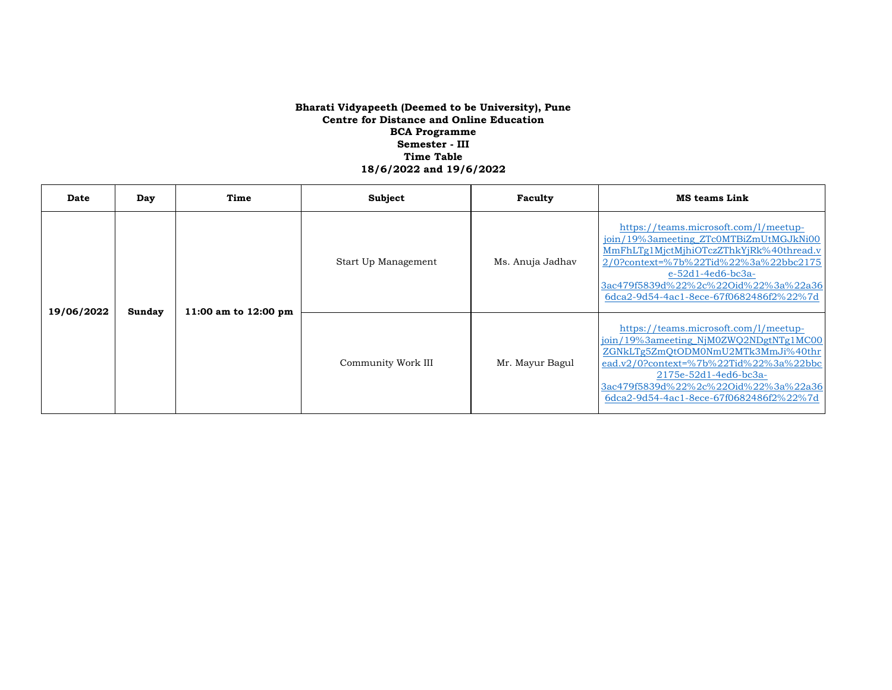**Bharati Vidyapeeth (Deemed to be University), Pune**
**Centre for Distance and Online Education**
**BCA Programme**
**Semester - III**
**Time Table**
**18/6/2022 and 19/6/2022**

| Date | Day | Time | Subject | Faculty | MS teams Link |
|---|---|---|---|---|---|
| 19/06/2022 | Sunday | 11:00 am to 12:00 pm | Start Up Management | Ms. Anuja Jadhav | https://teams.microsoft.com/l/meetup-join/19%3ameeting_ZTc0MTBiZmUtMGJkNi00MmFhLTg1MjctMjhiOTczZThkYjRk%40thread.v2/0?context=%7b%22Tid%22%3a%22bbc2175e-52d1-4ed6-bc3a-3ac479f5839d%22%2c%22Oid%22%3a%22a366dca2-9d54-4ac1-8ece-67f0682486f2%22%7d |
| | | | Community Work III | Mr. Mayur Bagul | https://teams.microsoft.com/l/meetup-join/19%3ameeting_NjM0ZWQ2NDgtNTg1MC00ZGNkLTg5ZmQtODM0NmU2MTk3MmJi%40thread.v2/0?context=%7b%22Tid%22%3a%22bbc2175e-52d1-4ed6-bc3a-3ac479f5839d%22%2c%22Oid%22%3a%22a366dca2-9d54-4ac1-8ece-67f0682486f2%22%7d |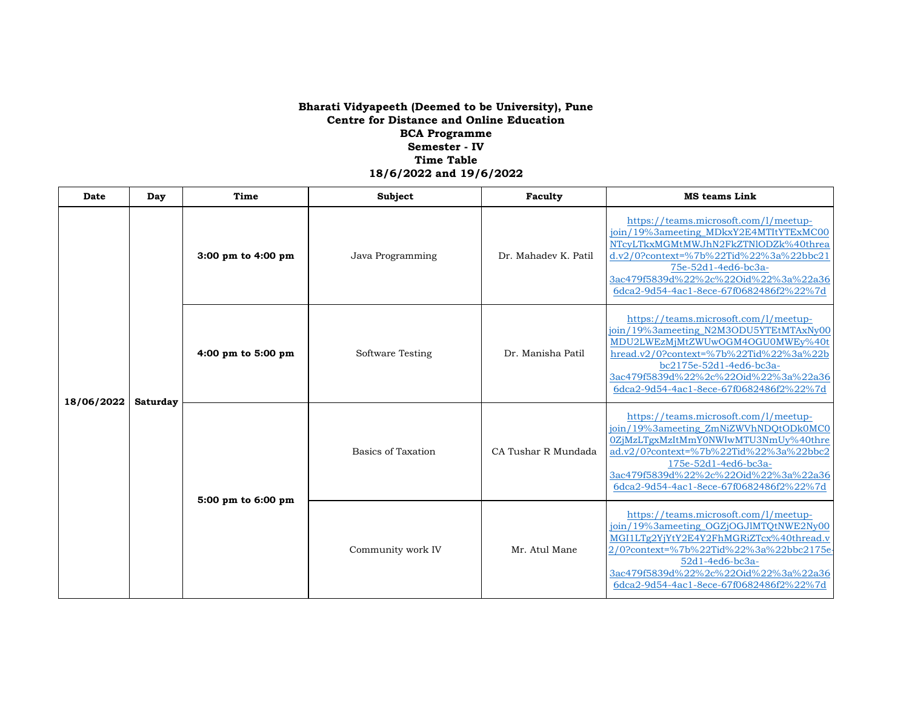**Bharati Vidyapeeth (Deemed to be University), Pune**
**Centre for Distance and Online Education**
**BCA Programme**
**Semester - IV**
**Time Table**
**18/6/2022 and 19/6/2022**

| Date | Day | Time | Subject | Faculty | MS teams Link |
|---|---|---|---|---|---|
| **18/06/2022** | **Saturday** | **3:00 pm to 4:00 pm** | Java Programming | Dr. Mahadev K. Patil | https://teams.microsoft.com/l/meetup-join/19%3ameeting_MDkxY2E4MTItYTExMC00NTcyLTkxMGMtMWJhN2FkZTNlODZk%40thread.v2/0?context=%7b%22Tid%22%3a%22bbc2175e-52d1-4ed6-bc3a-3ac479f5839d%22%2c%22Oid%22%3a%22a366dca2-9d54-4ac1-8ece-67f0682486f2%22%7d |
| | | **4:00 pm to 5:00 pm** | Software Testing | Dr. Manisha Patil | https://teams.microsoft.com/l/meetup-join/19%3ameeting_N2M3ODU5YTEtMTAxNy00MDU2LWEzMjMtZWUwOGM4OGU0MWEy%40thread.v2/0?context=%7b%22Tid%22%3a%22bbc2175e-52d1-4ed6-bc3a-3ac479f5839d%22%2c%22Oid%22%3a%22a366dca2-9d54-4ac1-8ece-67f0682486f2%22%7d |
| | | **5:00 pm to 6:00 pm** | Basics of Taxation | CA Tushar R Mundada | https://teams.microsoft.com/l/meetup-join/19%3ameeting_ZmNiZWVhNDQtODk0MC00ZjMzLTgxMzItMmY0NWIwMTU3NmUy%40thread.v2/0?context=%7b%22Tid%22%3a%22bbc2175e-52d1-4ed6-bc3a-3ac479f5839d%22%2c%22Oid%22%3a%22a366dca2-9d54-4ac1-8ece-67f0682486f2%22%7d |
| | | | Community work IV | Mr. Atul Mane | https://teams.microsoft.com/l/meetup-join/19%3ameeting_OGZjOGJlMTQtNWE2Ny00MGI1LTg2YjYtY2E4Y2FhMGRiZTcx%40thread.v2/0?context=%7b%22Tid%22%3a%22bbc2175e-52d1-4ed6-bc3a-3ac479f5839d%22%2c%22Oid%22%3a%22a366dca2-9d54-4ac1-8ece-67f0682486f2%22%7d |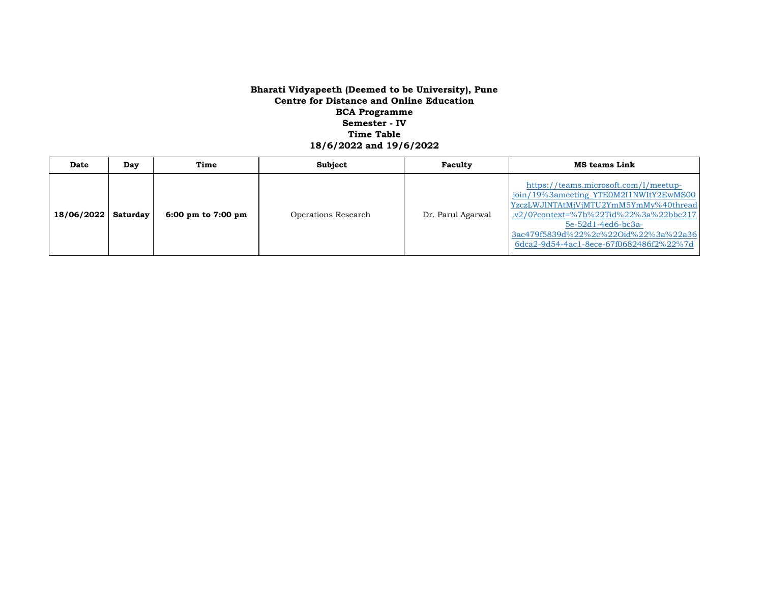**Bharati Vidyapeeth (Deemed to be University), Pune**
**Centre for Distance and Online Education**
**BCA Programme**
**Semester - IV**
**Time Table**
**18/6/2022 and 19/6/2022**

| Date | Day | Time | Subject | Faculty | MS teams Link |
|---|---|---|---|---|---|
| **18/06/2022** | **Saturday** | **6:00 pm to 7:00 pm** | Operations Research | Dr. Parul Agarwal | https://teams.microsoft.com/l/meetup-join/19%3ameeting_YTE0M2I1NWItY2EwMS00YzczLWJlNTAtMjVjMTU2YmM5YmMy%40thread.v2/0?context=%7b%22Tid%22%3a%22bbc2175e-52d1-4ed6-bc3a-3ac479f5839d%22%2c%22Oid%22%3a%22a366dca2-9d54-4ac1-8ece-67f0682486f2%22%7d |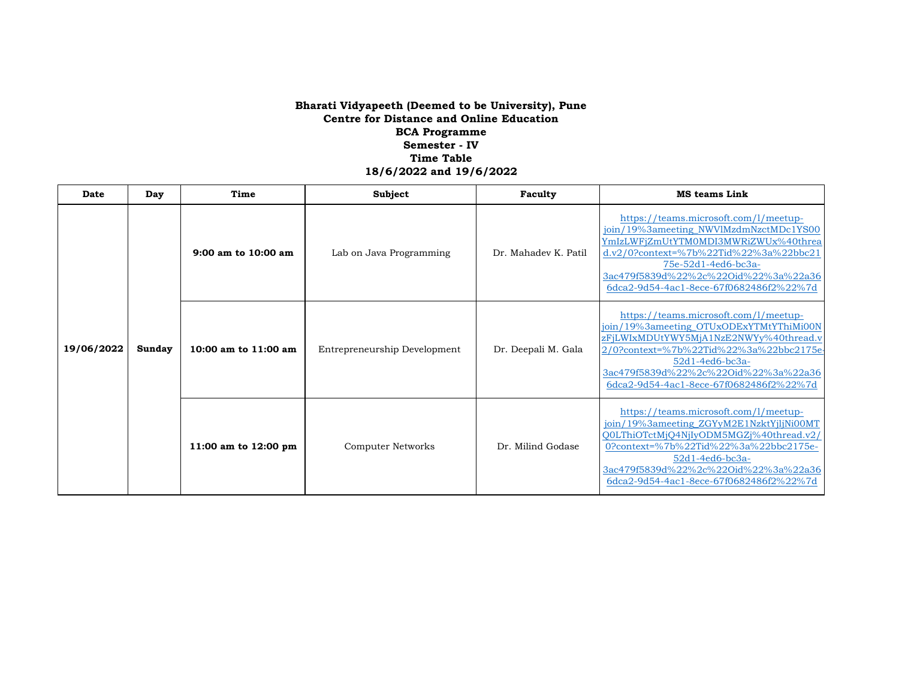**Bharati Vidyapeeth (Deemed to be University), Pune**
**Centre for Distance and Online Education**
**BCA Programme**
**Semester - IV**
**Time Table**
**18/6/2022 and 19/6/2022**

| Date | Day | Time | Subject | Faculty | MS teams Link |
|---|---|---|---|---|---|
| **19/06/2022** | **Sunday** | **9:00 am to 10:00 am** | Lab on Java Programming | Dr. Mahadev K. Patil | https://teams.microsoft.com/l/meetup-join/19%3ameeting_NWVlMzdmNzctMDc1YS00YmIzLWFjZmUtYTM0MDI3MWRiZWUx%40thread.v2/0?context=%7b%22Tid%22%3a%22bbc2175e-52d1-4ed6-bc3a-3ac479f5839d%22%2c%22Oid%22%3a%22a366dca2-9d54-4ac1-8ece-67f0682486f2%22%7d |
| | | **10:00 am to 11:00 am** | Entrepreneurship Development | Dr. Deepali M. Gala | https://teams.microsoft.com/l/meetup-join/19%3ameeting_OTUxODExYTMtYThiMi00NzFjLWIxMDUtYWY5MjA1NzE2NWYy%40thread.v2/0?context=%7b%22Tid%22%3a%22bbc2175e-52d1-4ed6-bc3a-3ac479f5839d%22%2c%22Oid%22%3a%22a366dca2-9d54-4ac1-8ece-67f0682486f2%22%7d |
| | | **11:00 am to 12:00 pm** | Computer Networks | Dr. Milind Godase | https://teams.microsoft.com/l/meetup-join/19%3ameeting_ZGYyM2E1NzktYjljNi00MTQ0LThiOTctMjQ4NjIyODM5MGZj%40thread.v2/0?context=%7b%22Tid%22%3a%22bbc2175e-52d1-4ed6-bc3a-3ac479f5839d%22%2c%22Oid%22%3a%22a366dca2-9d54-4ac1-8ece-67f0682486f2%22%7d |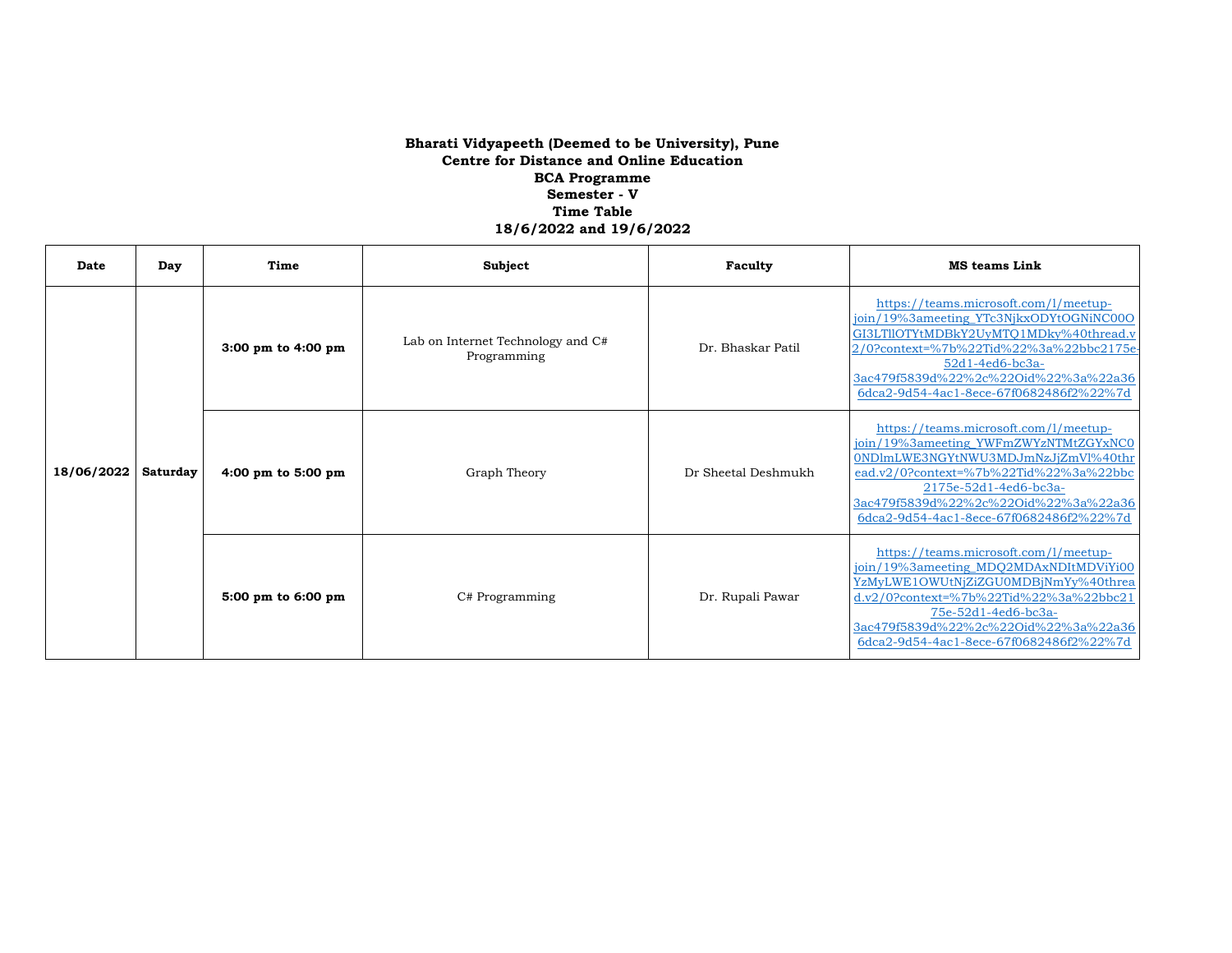**Bharati Vidyapeeth (Deemed to be University), Pune**
**Centre for Distance and Online Education**
**BCA Programme**
**Semester - V**
**Time Table**
**18/6/2022 and 19/6/2022**

| Date | Day | Time | Subject | Faculty | MS teams Link |
|---|---|---|---|---|---|
| **18/06/2022** | **Saturday** | **3:00 pm to 4:00 pm** | Lab on Internet Technology and C# Programming | Dr. Bhaskar Patil | https://teams.microsoft.com/l/meetup-join/19%3ameeting_YTc3NjkxODYtOGNiNC00OGI3LTllOTYtMDBkY2UyMTQ1MDky%40thread.v2/0?context=%7b%22Tid%22%3a%22bbc2175e-52d1-4ed6-bc3a-3ac479f5839d%22%2c%22Oid%22%3a%22a366dca2-9d54-4ac1-8ece-67f0682486f2%22%7d |
| | | **4:00 pm to 5:00 pm** | Graph Theory | Dr Sheetal Deshmukh | https://teams.microsoft.com/l/meetup-join/19%3ameeting_YWFmZWYzNTMtZGYxNC00NDlmLWE3NGYtNWU3MDJmNzJjZmVl%40thread.v2/0?context=%7b%22Tid%22%3a%22bbc2175e-52d1-4ed6-bc3a-3ac479f5839d%22%2c%22Oid%22%3a%22a366dca2-9d54-4ac1-8ece-67f0682486f2%22%7d |
| | | **5:00 pm to 6:00 pm** | C# Programming | Dr. Rupali Pawar | https://teams.microsoft.com/l/meetup-join/19%3ameeting_MDQ2MDAxNDItMDViYi00YzMyLWE1OWUtNjZiZGU0MDBjNmYy%40thread.v2/0?context=%7b%22Tid%22%3a%22bbc2175e-52d1-4ed6-bc3a-3ac479f5839d%22%2c%22Oid%22%3a%22a366dca2-9d54-4ac1-8ece-67f0682486f2%22%7d |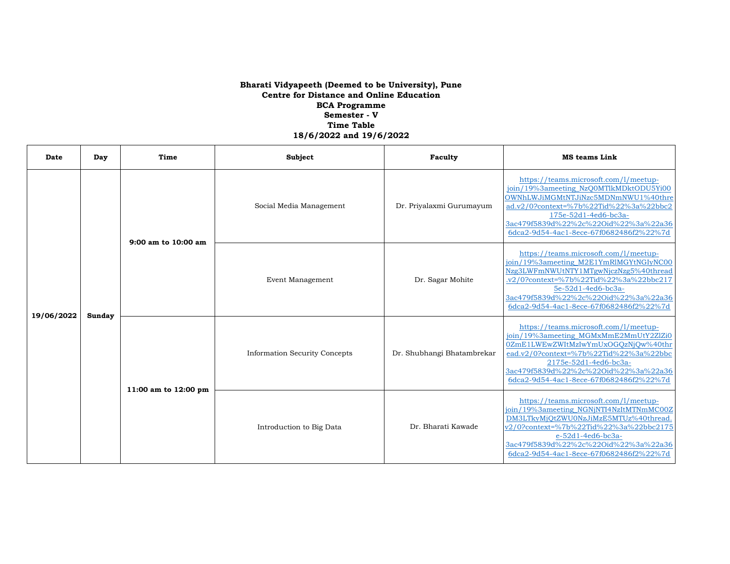**Bharati Vidyapeeth (Deemed to be University), Pune**
**Centre for Distance and Online Education**
**BCA Programme**
**Semester - V**
**Time Table**
**18/6/2022 and 19/6/2022**

| Date | Day | Time | Subject | Faculty | MS teams Link |
|---|---|---|---|---|---|
| 19/06/2022 | Sunday | 9:00 am to 10:00 am | Social Media Management | Dr. Priyalaxmi Gurumayum | https://teams.microsoft.com/l/meetup-join/19%3ameeting_NzQ0MTlkMDktODU5Yi00OWNhLWJiMGMtNTJiNzc5MDNmNWU1%40thread.v2/0?context=%7b%22Tid%22%3a%22bbc2175e-52d1-4ed6-bc3a-3ac479f5839d%22%2c%22Oid%22%3a%22a366dca2-9d54-4ac1-8ece-67f0682486f2%22%7d |
| | | | Event Management | Dr. Sagar Mohite | https://teams.microsoft.com/l/meetup-join/19%3ameeting_M2E1YmRlMGYtNGIyNC00Nzg3LWFmNWUtNTY1MTgwNjczNzg5%40thread.v2/0?context=%7b%22Tid%22%3a%22bbc2175e-52d1-4ed6-bc3a-3ac479f5839d%22%2c%22Oid%22%3a%22a366dca2-9d54-4ac1-8ece-67f0682486f2%22%7d |
| | | 11:00 am to 12:00 pm | Information Security Concepts | Dr. Shubhangi Bhatambrekar | https://teams.microsoft.com/l/meetup-join/19%3ameeting_MGMxMmE2MmUtY2ZlZi00ZmE1LWEwZWItMzIwYmUxOGQzNjQw%40thread.v2/0?context=%7b%22Tid%22%3a%22bbc2175e-52d1-4ed6-bc3a-3ac479f5839d%22%2c%22Oid%22%3a%22a366dca2-9d54-4ac1-8ece-67f0682486f2%22%7d |
| | | | Introduction to Big Data | Dr. Bharati Kawade | https://teams.microsoft.com/l/meetup-join/19%3ameeting_NGNjNTI4NzItMTNmMC00ZDM3LTkyMjQtZWU0NzJiMzE5MTUz%40thread.v2/0?context=%7b%22Tid%22%3a%22bbc2175e-52d1-4ed6-bc3a-3ac479f5839d%22%2c%22Oid%22%3a%22a366dca2-9d54-4ac1-8ece-67f0682486f2%22%7d |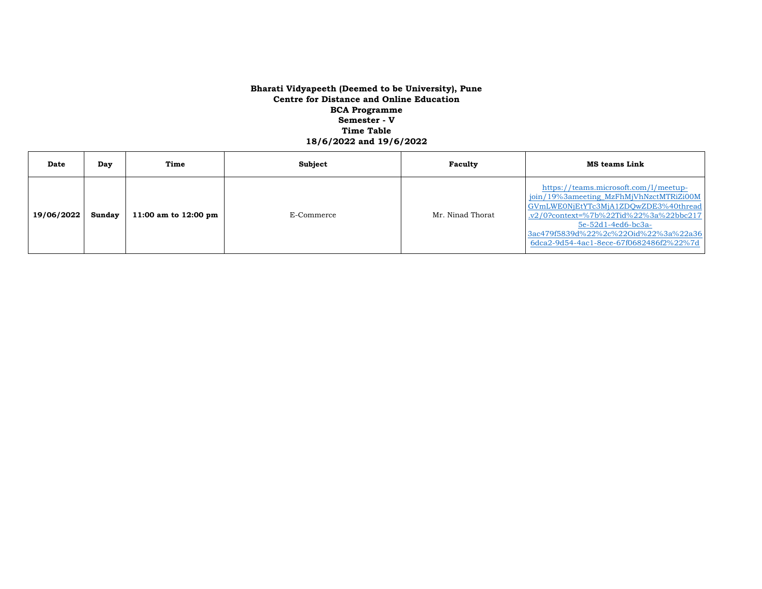**Bharati Vidyapeeth (Deemed to be University), Pune**
**Centre for Distance and Online Education**
**BCA Programme**
**Semester - V**
**Time Table**
**18/6/2022 and 19/6/2022**

| Date | Day | Time | Subject | Faculty | MS teams Link |
|---|---|---|---|---|---|
| **19/06/2022** | **Sunday** | **11:00 am to 12:00 pm** | E-Commerce | Mr. Ninad Thorat | https://teams.microsoft.com/l/meetup-join/19%3ameeting_MzFhMjVhNzctMTRiZi00MGVmLWE0NjEtYTc3MjA1ZDQwZDE3%40thread.v2/0?context=%7b%22Tid%22%3a%22bbc2175e-52d1-4ed6-bc3a-3ac479f5839d%22%2c%22Oid%22%3a%22a366dca2-9d54-4ac1-8ece-67f0682486f2%22%7d |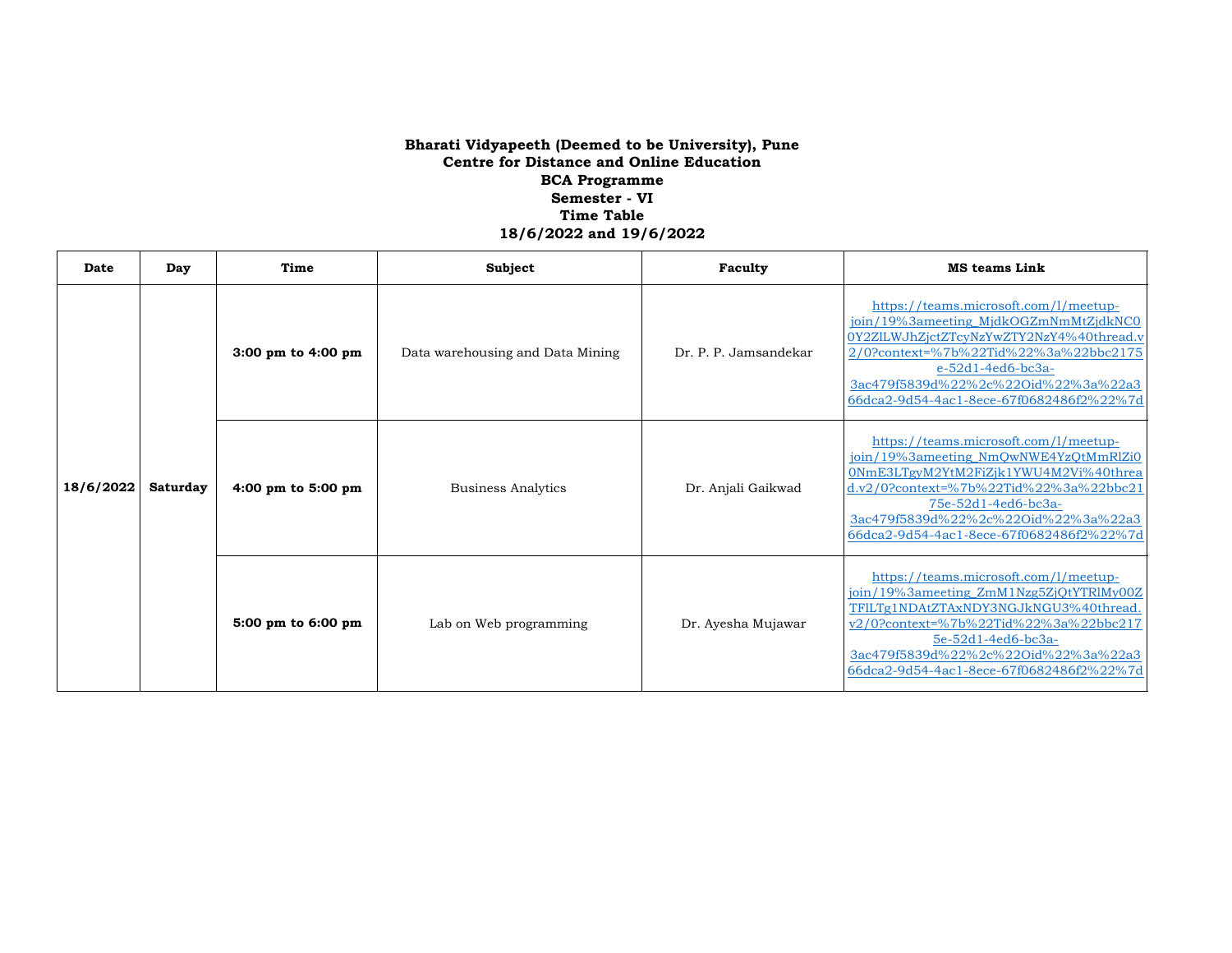**Bharati Vidyapeeth (Deemed to be University), Pune**
**Centre for Distance and Online Education**
**BCA Programme**
**Semester - VI**
**Time Table**
**18/6/2022 and 19/6/2022**

| Date | Day | Time | Subject | Faculty | MS teams Link |
|---|---|---|---|---|---|
| **18/6/2022** | **Saturday** | **3:00 pm to 4:00 pm** | Data warehousing and Data Mining | Dr. P. P. Jamsandekar | https://teams.microsoft.com/l/meetup-join/19%3ameeting_MjdkOGZmNmMtZjdkNC00Y2ZlLWJhZjctZTcyNzYwZTY2NzY4%40thread.v2/0?context=%7b%22Tid%22%3a%22bbc2175e-52d1-4ed6-bc3a-3ac479f5839d%22%2c%22Oid%22%3a%22a366dca2-9d54-4ac1-8ece-67f0682486f2%22%7d |
| | | **4:00 pm to 5:00 pm** | Business Analytics | Dr. Anjali Gaikwad | https://teams.microsoft.com/l/meetup-join/19%3ameeting_NmQwNWE4YzQtMmRlZi00NmE3LTgyM2YtM2FiZjk1YWU4M2Vi%40thread.v2/0?context=%7b%22Tid%22%3a%22bbc2175e-52d1-4ed6-bc3a-3ac479f5839d%22%2c%22Oid%22%3a%22a366dca2-9d54-4ac1-8ece-67f0682486f2%22%7d |
| | | **5:00 pm to 6:00 pm** | Lab on Web programming | Dr. Ayesha Mujawar | https://teams.microsoft.com/l/meetup-join/19%3ameeting_ZmM1Nzg5ZjQtYTRlMy00ZTFlLTg1NDAtZTAxNDY3NGJkNGU3%40thread.v2/0?context=%7b%22Tid%22%3a%22bbc2175e-52d1-4ed6-bc3a-3ac479f5839d%22%2c%22Oid%22%3a%22a366dca2-9d54-4ac1-8ece-67f0682486f2%22%7d |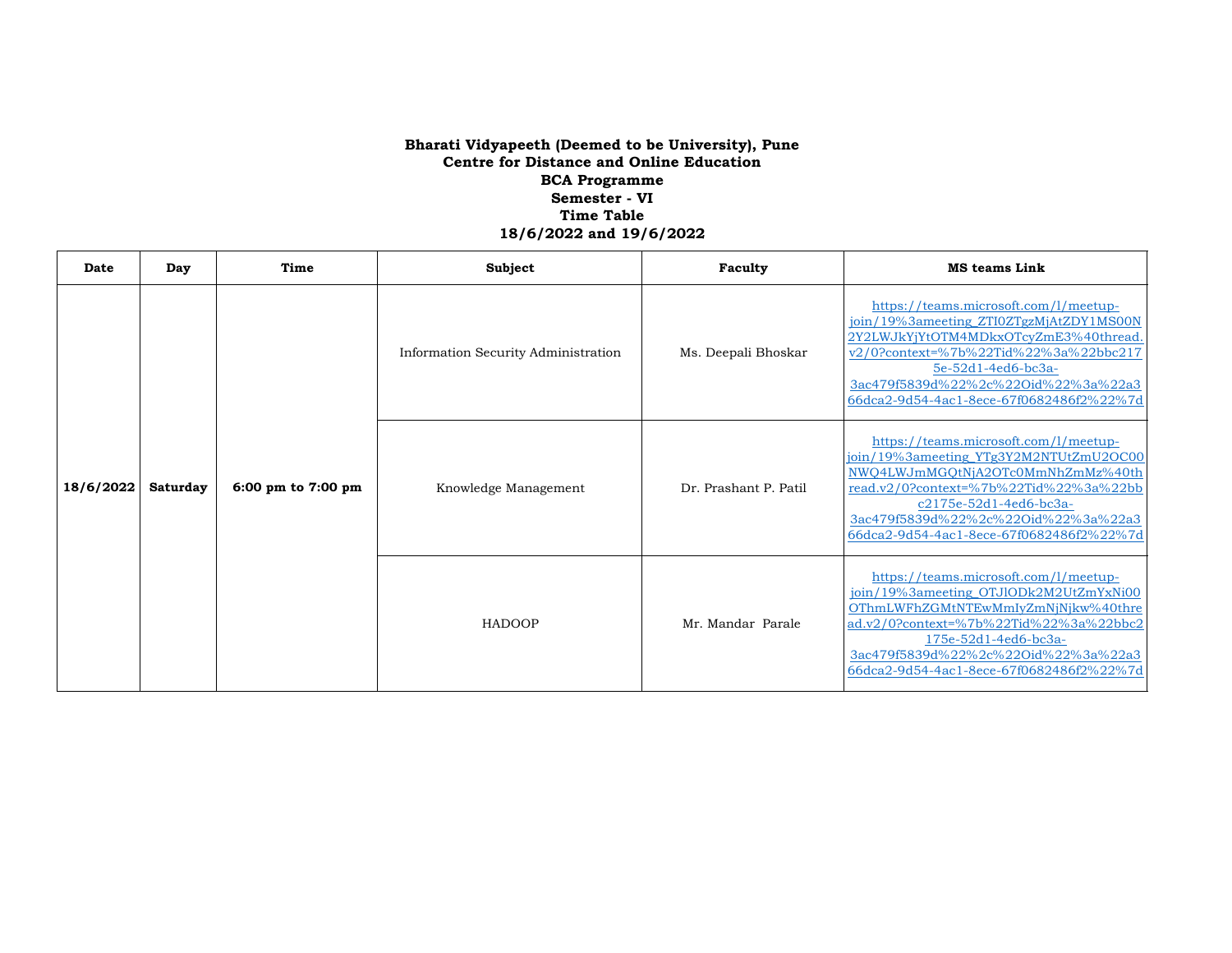**Bharati Vidyapeeth (Deemed to be University), Pune**
**Centre for Distance and Online Education**
**BCA Programme**
**Semester - VI**
**Time Table**
**18/6/2022 and 19/6/2022**

| Date | Day | Time | Subject | Faculty | MS teams Link |
|---|---|---|---|---|---|
| **18/6/2022** | **Saturday** | **6:00 pm to 7:00 pm** | Information Security Administration | Ms. Deepali Bhoskar | https://teams.microsoft.com/l/meetup-join/19%3ameeting_ZTI0ZTgzMjAtZDY1MS00N2Y2LWJkYjYtOTM4MDkxOTcyZmE3%40thread.v2/0?context=%7b%22Tid%22%3a%22bbc2175e-52d1-4ed6-bc3a-3ac479f5839d%22%2c%22Oid%22%3a%22a366dca2-9d54-4ac1-8ece-67f0682486f2%22%7d |
| | | | Knowledge Management | Dr. Prashant P. Patil | https://teams.microsoft.com/l/meetup-join/19%3ameeting_YTg3Y2M2NTUtZmU2OC00NWQ4LWJmMGQtNjA2OTc0MmNhZmMz%40thread.v2/0?context=%7b%22Tid%22%3a%22bbc2175e-52d1-4ed6-bc3a-3ac479f5839d%22%2c%22Oid%22%3a%22a366dca2-9d54-4ac1-8ece-67f0682486f2%22%7d |
| | | | HADOOP | Mr. Mandar Parale | https://teams.microsoft.com/l/meetup-join/19%3ameeting_OTJlODk2M2UtZmYxNi00OThmLWFhZGMtNTEwMmIyZmNjNjkw%40thread.v2/0?context=%7b%22Tid%22%3a%22bbc2175e-52d1-4ed6-bc3a-3ac479f5839d%22%2c%22Oid%22%3a%22a366dca2-9d54-4ac1-8ece-67f0682486f2%22%7d |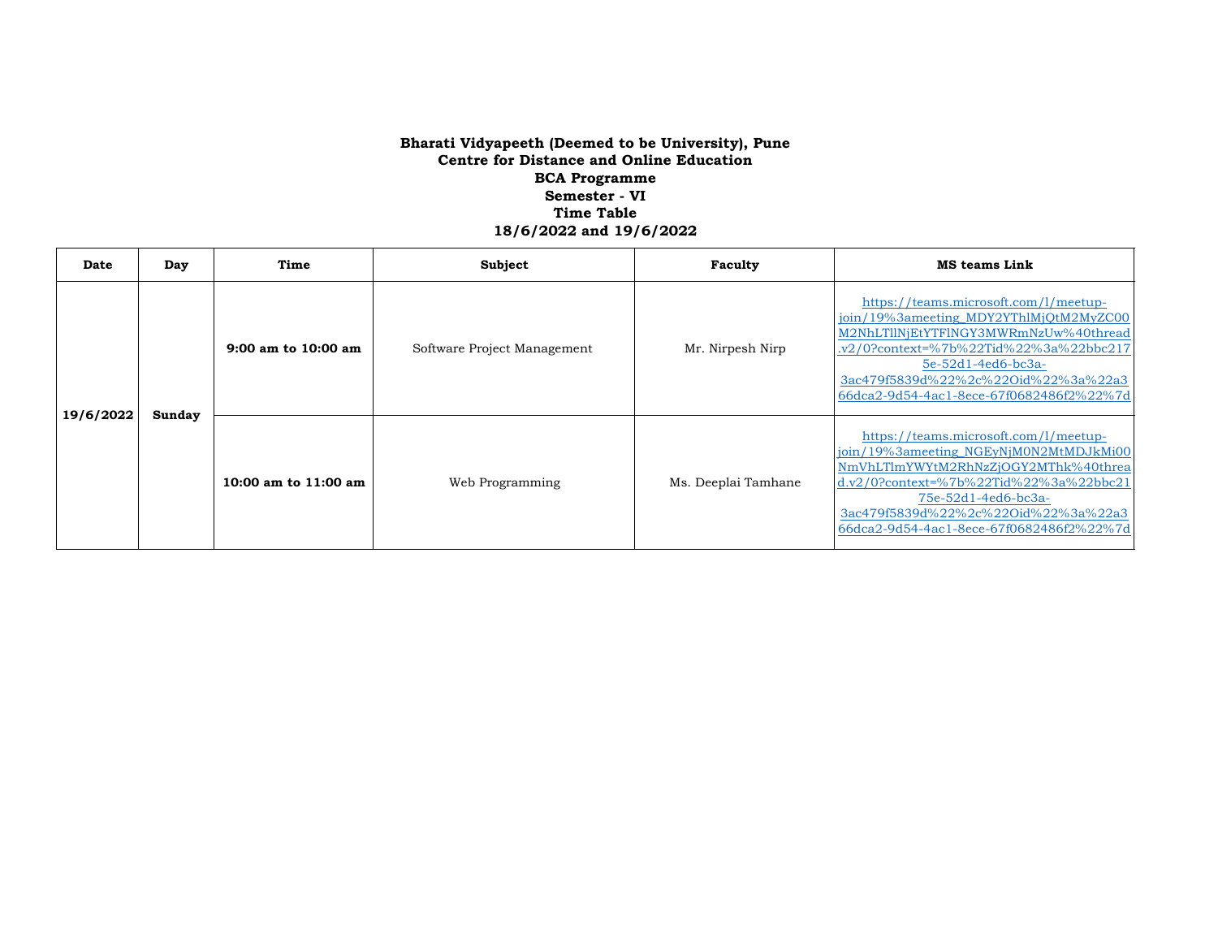**Bharati Vidyapeeth (Deemed to be University), Pune**
**Centre for Distance and Online Education**
**BCA Programme**
**Semester - VI**
**Time Table**
**18/6/2022 and 19/6/2022**

| Date | Day | Time | Subject | Faculty | MS teams Link |
|---|---|---|---|---|---|
| **19/6/2022** | **Sunday** | **9:00 am to 10:00 am** | Software Project Management | Mr. Nirpesh Nirp | https://teams.microsoft.com/l/meetup-join/19%3ameeting_MDY2YThlMjQtM2MyZC00M2NhLTllNjEtYTFlNGY3MWRmNzUw%40thread.v2/0?context=%7b%22Tid%22%3a%22bbc2175e-52d1-4ed6-bc3a-3ac479f5839d%22%2c%22Oid%22%3a%22a366dca2-9d54-4ac1-8ece-67f0682486f2%22%7d |
| | | **10:00 am to 11:00 am** | Web Programming | Ms. Deeplai Tamhane | https://teams.microsoft.com/l/meetup-join/19%3ameeting_NGEyNjM0N2MtMDJkMi00NmVhLTlmYWYtM2RhNzZjOGY2MThk%40thread.v2/0?context=%7b%22Tid%22%3a%22bbc2175e-52d1-4ed6-bc3a-3ac479f5839d%22%2c%22Oid%22%3a%22a366dca2-9d54-4ac1-8ece-67f0682486f2%22%7d |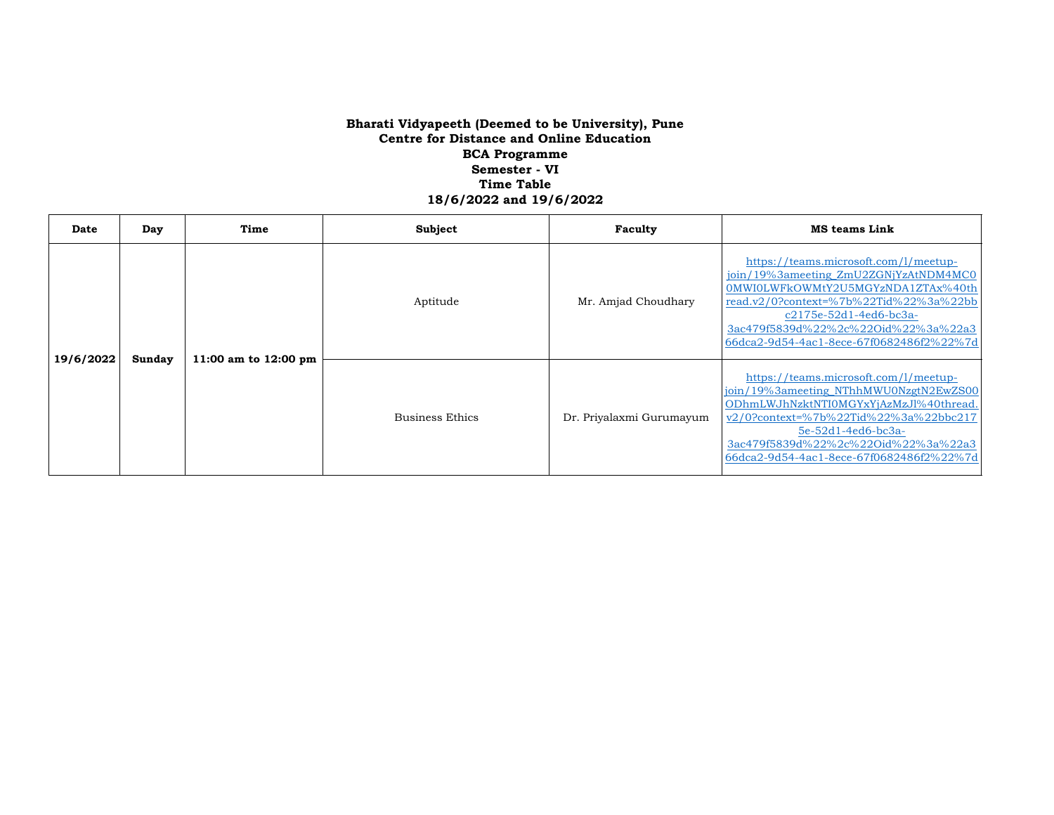**Bharati Vidyapeeth (Deemed to be University), Pune**
**Centre for Distance and Online Education**
**BCA Programme**
**Semester - VI**
**Time Table**
**18/6/2022 and 19/6/2022**

| Date | Day | Time | Subject | Faculty | MS teams Link |
|---|---|---|---|---|---|
| 19/6/2022 | Sunday | 11:00 am to 12:00 pm | Aptitude | Mr. Amjad Choudhary | https://teams.microsoft.com/l/meetup-join/19%3ameeting_ZmU2ZGNjYzAtNDM4MC00MWI0LWFkOWMtY2U5MGYzNDA1ZTAx%40thread.v2/0?context=%7b%22Tid%22%3a%22bbc2175e-52d1-4ed6-bc3a-3ac479f5839d%22%2c%22Oid%22%3a%22a366dca2-9d54-4ac1-8ece-67f0682486f2%22%7d |
| | | | Business Ethics | Dr. Priyalaxmi Gurumayum | https://teams.microsoft.com/l/meetup-join/19%3ameeting_NThhMWU0NzgtN2EwZS00ODhmLWJhNzktNTI0MGYxYjAzMzJl%40thread.v2/0?context=%7b%22Tid%22%3a%22bbc2175e-52d1-4ed6-bc3a-3ac479f5839d%22%2c%22Oid%22%3a%22a366dca2-9d54-4ac1-8ece-67f0682486f2%22%7d |